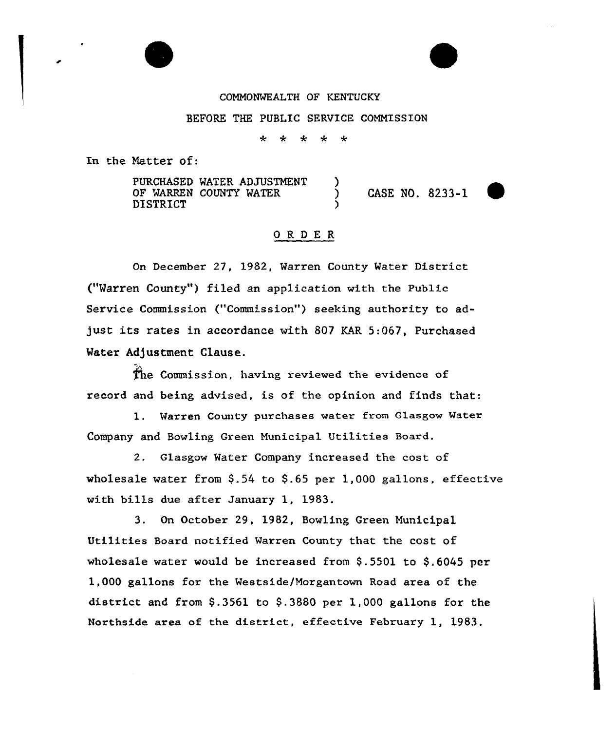COMMONWEALTH OF KENTUCKY

BEFORE THE PUBLIC SERVICE COMMISSION

* * * * *

In the Matter of:

| | | |
|---|---|---|
| PURCHASED WATER ADJUSTMENT OF WARREN COUNTY WATER DISTRICT | ) ) ) | CASE NO. 8233-1 |

## O R D E R

On December 27, 1982, Warren County Water District ("Warren County") filed an application with the Public Service Commission ("Commission") seeking authority to adjust its rates in accordance with 807 KAR 5:067, Purchased Water Adjustment Clause.

The Commission, having reviewed the evidence of record and being advised, is of the opinion and finds that:

1. Warren County purchases water from Glasgow Water Company and Bowling Green Municipal Utilities Board.

2. Glasgow Water Company increased the cost of wholesale water from $.54 to $.65 per 1,000 gallons, effective with bills due after January 1, 1983.

3. On October 29, 1982, Bowling Green Municipal Utilities Board notified Warren County that the cost of wholesale water would be increased from $.5501 to $.6045 per 1,000 gallons for the Westside/Morgantown Road area of the district and from $.3561 to $.3880 per 1,000 gallons for the Northside area of the district, effective February 1, 1983.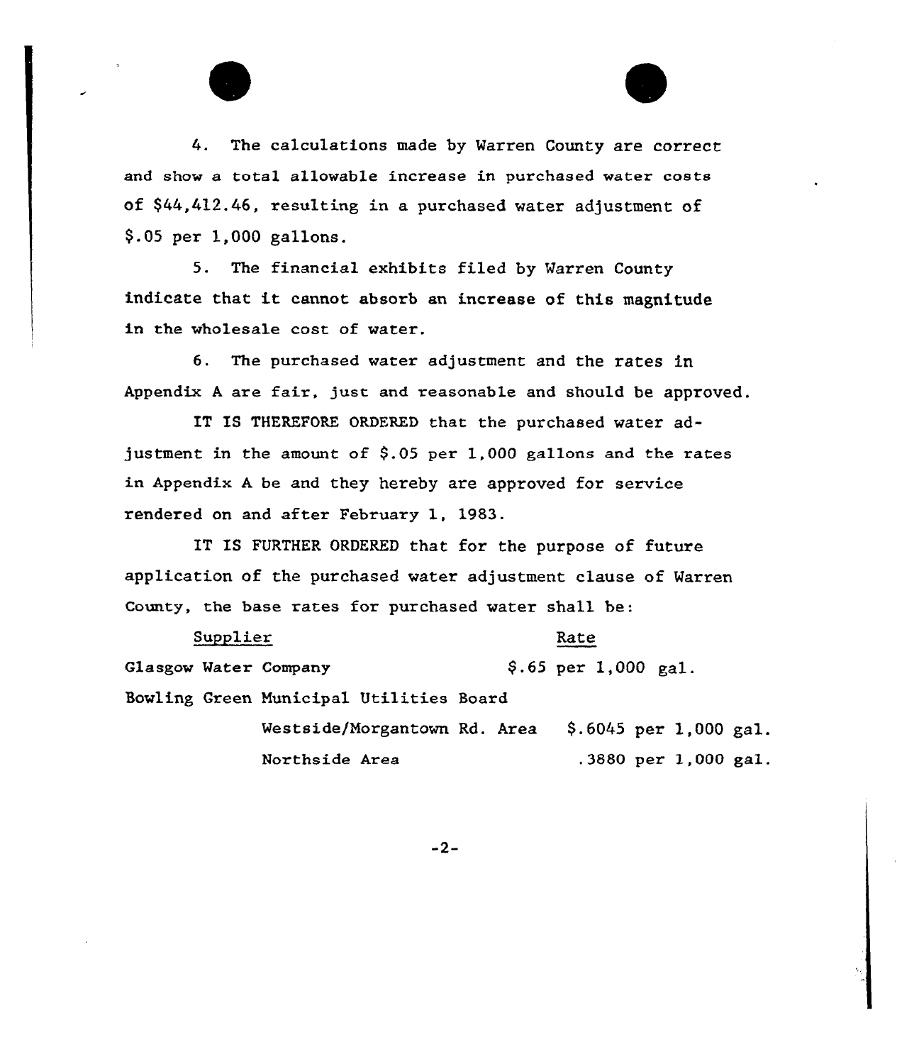4. The calculations made by Warren County are correct and show a total allowable increase in purchased water costs of $44,412.46, resulting in a purchased water adjustment of $.05 per 1,000 gallons.

5. The financial exhibits filed by Warren County indicate that it cannot absorb an increase of this magnitude in the wholesale cost of water.

6. The purchased water adjustment and the rates in Appendix A are fair, just and reasonable and should be approved.

IT IS THEREFORE ORDERED that the purchased water adjustment in the amount of $.05 per 1,000 gallons and the rates in Appendix A be and they hereby are approved for service rendered on and after February 1, 1983.

IT IS FURTHER ORDERED that for the purpose of future application of the purchased water adjustment clause of Warren County, the base rates for purchased water shall be:

| Supplier | | Rate |
|---|---|---|
| Glasgow Water Company | | $.65 per 1,000 gal. |
| Bowling Green Municipal Utilities Board | | |
| | Westside/Morgantown Rd. Area | $.6045 per 1,000 gal. |
| | Northside Area | .3880 per 1,000 gal. |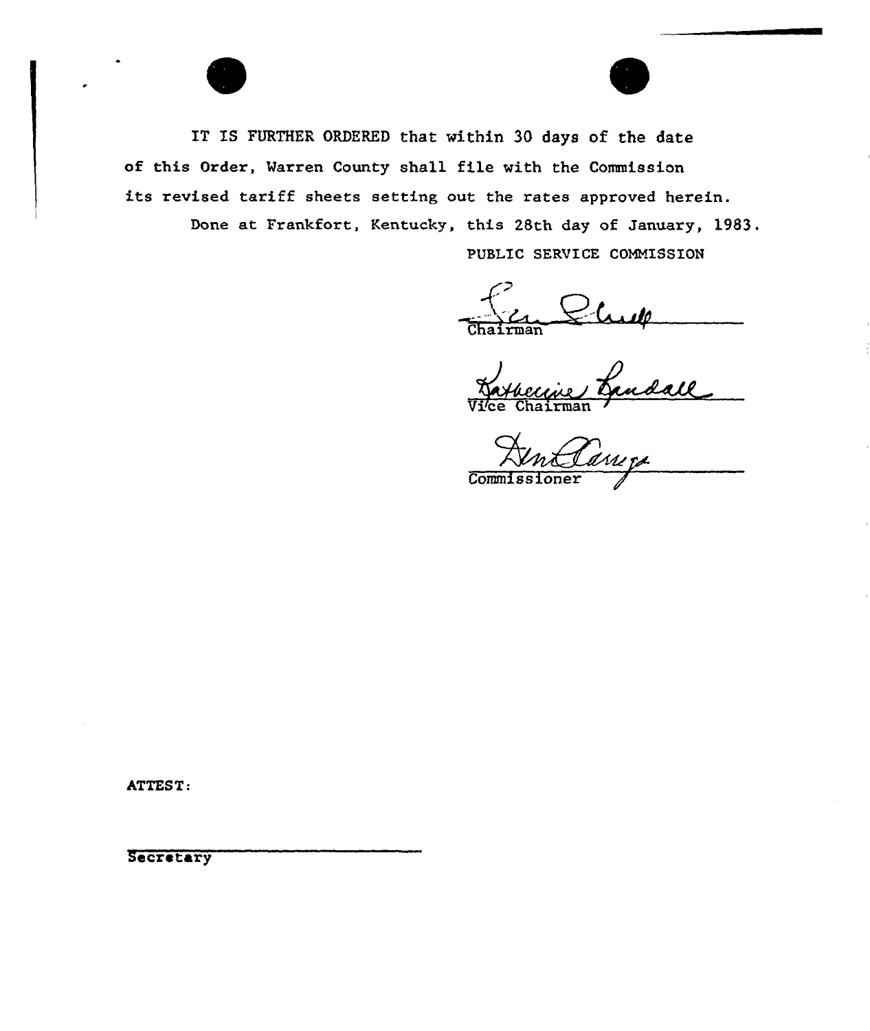IT IS FURTHER ORDERED that within 30 days of the date of this Order, Warren County shall file with the Commission its revised tariff sheets setting out the rates approved herein.

Done at Frankfort, Kentucky, this 28th day of January, 1983.

PUBLIC SERVICE COMMISSION

Chairman

Vice Chairman

Commissioner

ATTEST:

Secretary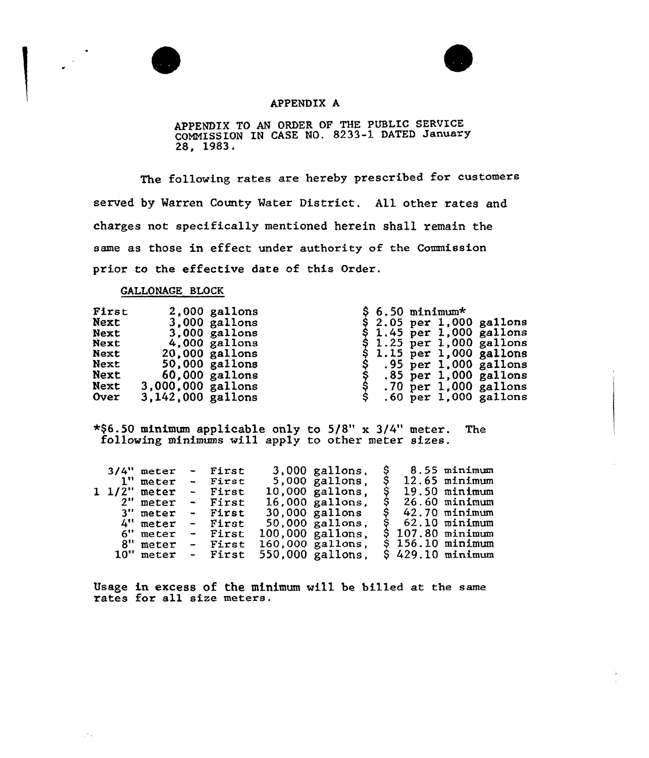# APPENDIX A

APPENDIX TO AN ORDER OF THE PUBLIC SERVICE COMMISSION IN CASE NO. 8233-1 DATED January 28, 1983.

The following rates are hereby prescribed for customers served by Warren County Water District. All other rates and charges not specifically mentioned herein shall remain the same as those in effect under authority of the Commission prior to the effective date of this Order.

GALLONAGE BLOCK

| | | |
|---|---|---|
| First | 2,000 gallons | $ 6.50 minimum* |
| Next | 3,000 gallons | $ 2.05 per 1,000 gallons |
| Next | 3,000 gallons | $ 1.45 per 1,000 gallons |
| Next | 4,000 gallons | $ 1.25 per 1,000 gallons |
| Next | 20,000 gallons | $ 1.15 per 1,000 gallons |
| Next | 50,000 gallons | $ .95 per 1,000 gallons |
| Next | 60,000 gallons | $ .85 per 1,000 gallons |
| Next | 3,000,000 gallons | $ .70 per 1,000 gallons |
| Over | 3,142,000 gallons | $ .60 per 1,000 gallons |

*$6.50 minimum applicable only to 5/8" x 3/4" meter. The following minimums will apply to other meter sizes.

| | | | |
|---|---|---|---|
| 3/4" meter | - First | 3,000 gallons, | $ 8.55 minimum |
| 1" meter | - First | 5,000 gallons, | $ 12.65 minimum |
| 1 1/2" meter | - First | 10,000 gallons, | $ 19.50 minimum |
| 2" meter | - First | 16,000 gallons, | $ 26.60 minimum |
| 3" meter | - First | 30,000 gallons | $ 42.70 minimum |
| 4" meter | - First | 50,000 gallons, | $ 62.10 minimum |
| 6" meter | - First | 100,000 gallons, | $ 107.80 minimum |
| 8" meter | - First | 160,000 gallons, | $ 156.10 minimum |
| 10" meter | - First | 550,000 gallons, | $ 429.10 minimum |

Usage in excess of the minimum will be billed at the same rates for all size meters.